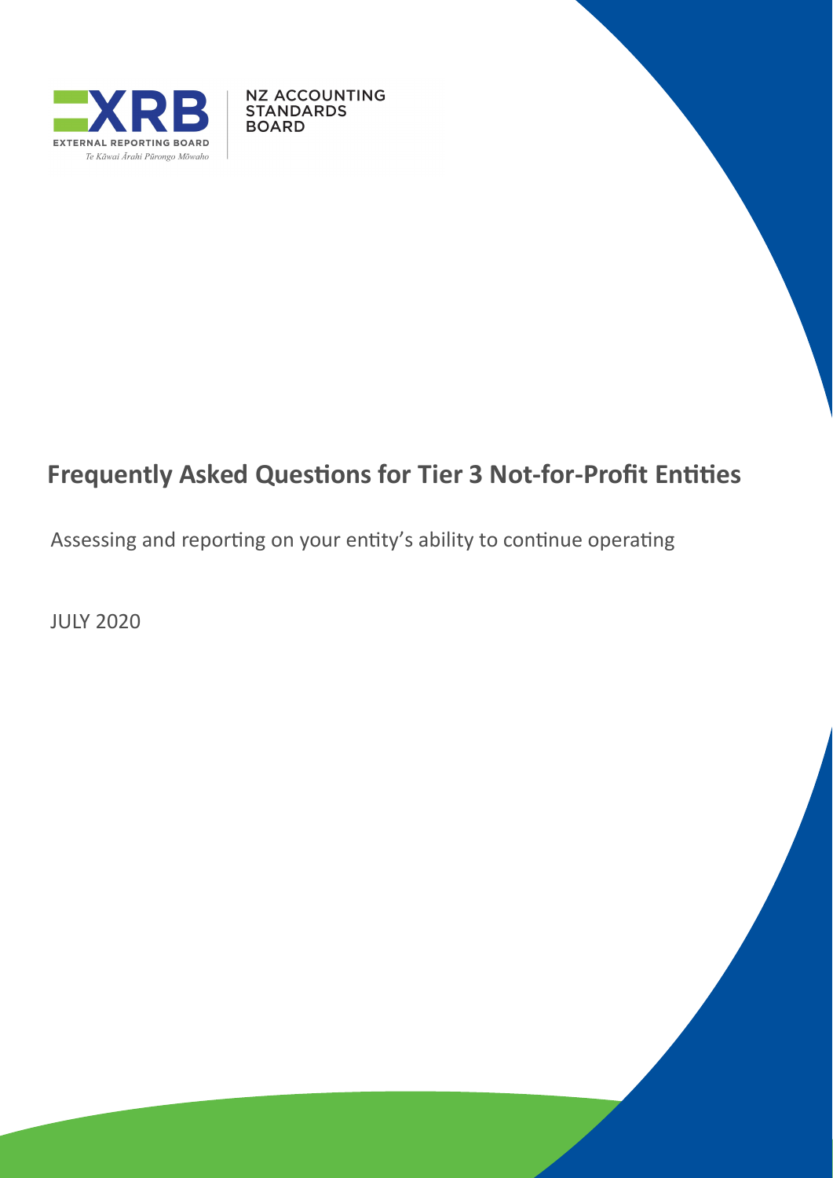EXTERNAL REPORTING BOARD

*Te Kāwai Ārahi Pūrongo Mōwaho*

NZ ACCOUNTING STANDARDS BOARD

# Frequently Asked Questions for Tier 3 Not-for-Profit Entities

Assessing and reporting on your entity's ability to continue operating

JULY 2020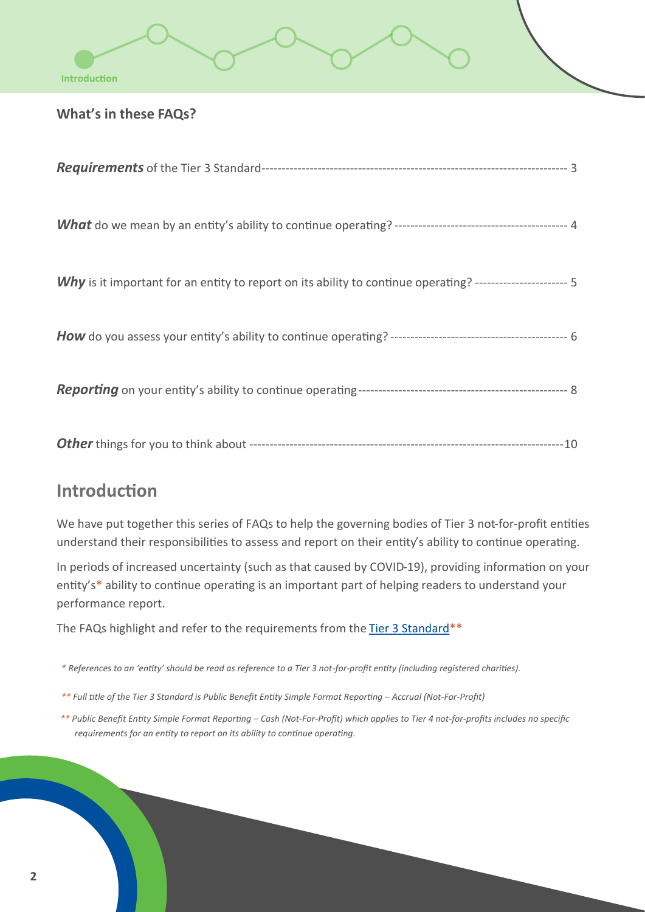### What's in these FAQs?

***Requirements*** of the Tier 3 Standard ---------- 3

***What*** do we mean by an entity's ability to continue operating? ---------- 4

***Why*** is it important for an entity to report on its ability to continue operating? ---------- 5

***How*** do you assess your entity's ability to continue operating? ---------- 6

***Reporting*** on your entity's ability to continue operating ---------- 8

***Other*** things for you to think about ---------- 10

## Introduction

We have put together this series of FAQs to help the governing bodies of Tier 3 not-for-profit entities understand their responsibilities to assess and report on their entity's ability to continue operating.

In periods of increased uncertainty (such as that caused by COVID-19), providing information on your entity's* ability to continue operating is an important part of helping readers to understand your performance report.

The FAQs highlight and refer to the requirements from the Tier 3 Standard**

*\* References to an 'entity' should be read as reference to a Tier 3 not-for-profit entity (including registered charities).*

*\*\* Full title of the Tier 3 Standard is Public Benefit Entity Simple Format Reporting – Accrual (Not-For-Profit)*

*\*\* Public Benefit Entity Simple Format Reporting – Cash (Not-For-Profit) which applies to Tier 4 not-for-profits includes no specific requirements for an entity to report on its ability to continue operating.*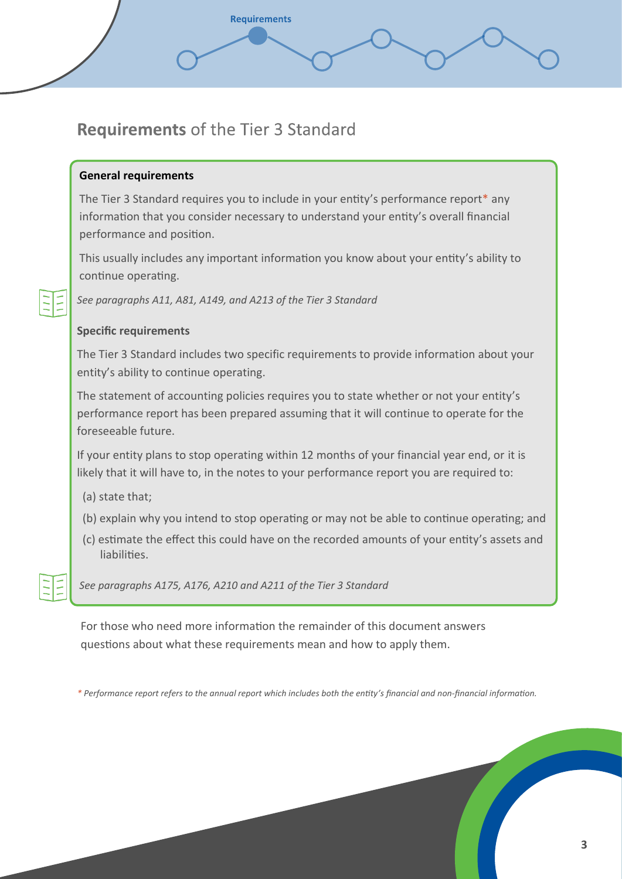## **Requirements** of the Tier 3 Standard

**General requirements**

The Tier 3 Standard requires you to include in your entity's performance report* any information that you consider necessary to understand your entity's overall financial performance and position.

This usually includes any important information you know about your entity's ability to continue operating.

*See paragraphs A11, A81, A149, and A213 of the Tier 3 Standard*

**Specific requirements**

The Tier 3 Standard includes two specific requirements to provide information about your entity's ability to continue operating.

The statement of accounting policies requires you to state whether or not your entity's performance report has been prepared assuming that it will continue to operate for the foreseeable future.

If your entity plans to stop operating within 12 months of your financial year end, or it is likely that it will have to, in the notes to your performance report you are required to:

(a) state that;

(b) explain why you intend to stop operating or may not be able to continue operating; and

(c) estimate the effect this could have on the recorded amounts of your entity's assets and liabilities.

*See paragraphs A175, A176, A210 and A211 of the Tier 3 Standard*

For those who need more information the remainder of this document answers questions about what these requirements mean and how to apply them.

*\* Performance report refers to the annual report which includes both the entity's financial and non-financial information.*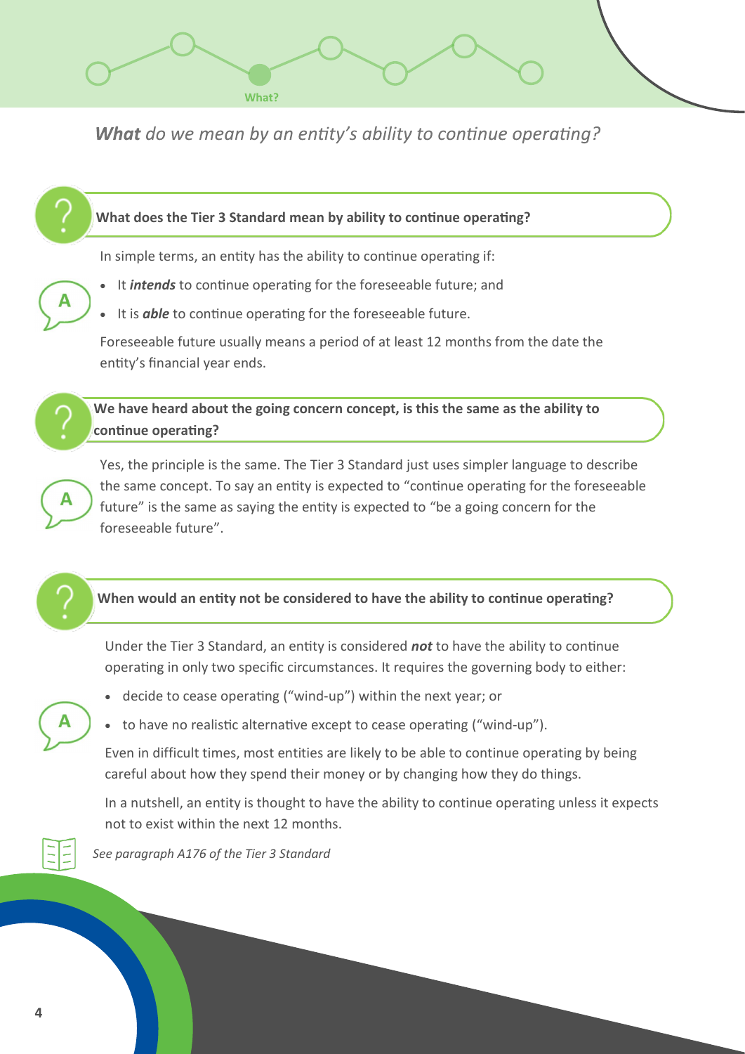What?

## *What* do we mean by an entity's ability to continue operating?

### What does the Tier 3 Standard mean by ability to continue operating?

In simple terms, an entity has the ability to continue operating if:

- It ***intends*** to continue operating for the foreseeable future; and
- It is ***able*** to continue operating for the foreseeable future.

Foreseeable future usually means a period of at least 12 months from the date the entity's financial year ends.

### We have heard about the going concern concept, is this the same as the ability to continue operating?

Yes, the principle is the same. The Tier 3 Standard just uses simpler language to describe the same concept. To say an entity is expected to "continue operating for the foreseeable future" is the same as saying the entity is expected to "be a going concern for the foreseeable future".

### When would an entity not be considered to have the ability to continue operating?

Under the Tier 3 Standard, an entity is considered ***not*** to have the ability to continue operating in only two specific circumstances. It requires the governing body to either:

- decide to cease operating ("wind-up") within the next year; or
- to have no realistic alternative except to cease operating ("wind-up").

Even in difficult times, most entities are likely to be able to continue operating by being careful about how they spend their money or by changing how they do things.

In a nutshell, an entity is thought to have the ability to continue operating unless it expects not to exist within the next 12 months.

*See paragraph A176 of the Tier 3 Standard*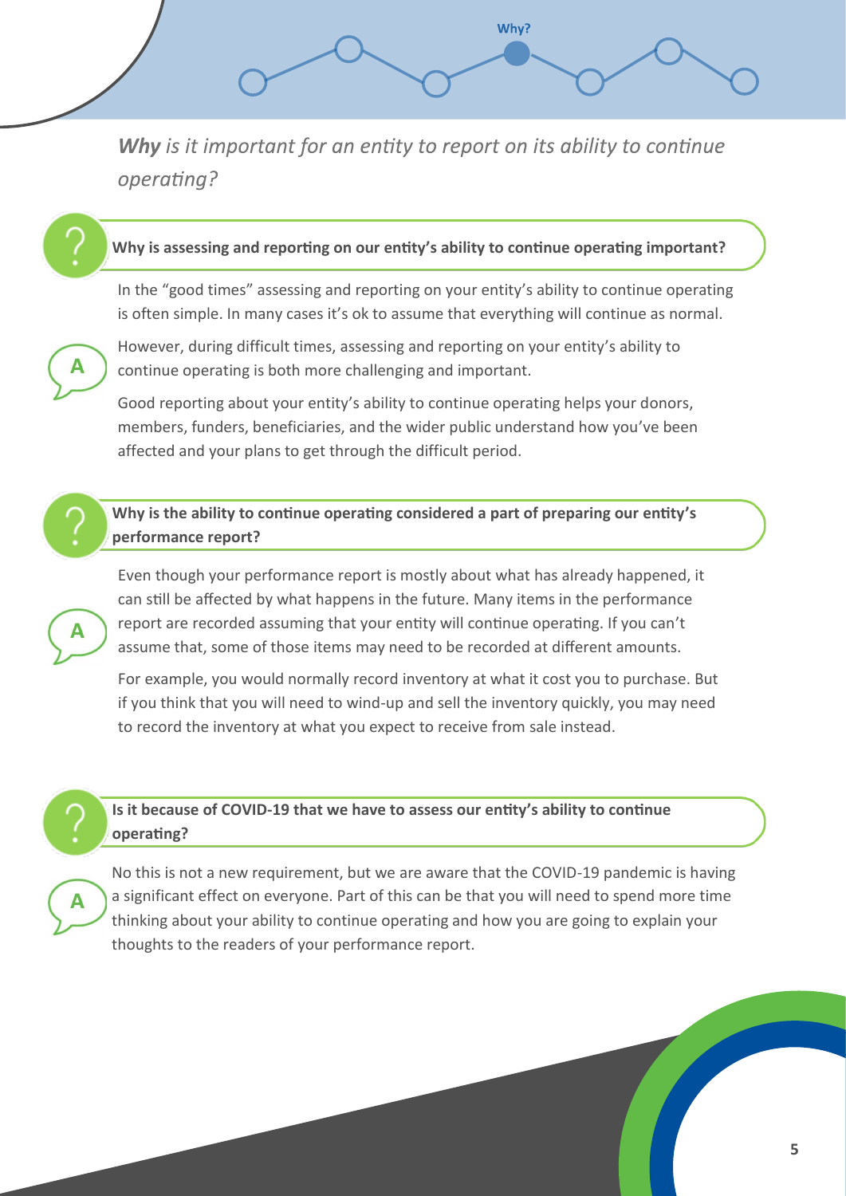*__Why__ is it important for an entity to report on its ability to continue operating?*

### Why is assessing and reporting on our entity's ability to continue operating important?

In the "good times" assessing and reporting on your entity's ability to continue operating is often simple. In many cases it's ok to assume that everything will continue as normal.

However, during difficult times, assessing and reporting on your entity's ability to continue operating is both more challenging and important.

Good reporting about your entity's ability to continue operating helps your donors, members, funders, beneficiaries, and the wider public understand how you've been affected and your plans to get through the difficult period.

### Why is the ability to continue operating considered a part of preparing our entity's performance report?

Even though your performance report is mostly about what has already happened, it can still be affected by what happens in the future. Many items in the performance report are recorded assuming that your entity will continue operating. If you can't assume that, some of those items may need to be recorded at different amounts.

For example, you would normally record inventory at what it cost you to purchase. But if you think that you will need to wind-up and sell the inventory quickly, you may need to record the inventory at what you expect to receive from sale instead.

### Is it because of COVID-19 that we have to assess our entity's ability to continue operating?

No this is not a new requirement, but we are aware that the COVID-19 pandemic is having a significant effect on everyone. Part of this can be that you will need to spend more time thinking about your ability to continue operating and how you are going to explain your thoughts to the readers of your performance report.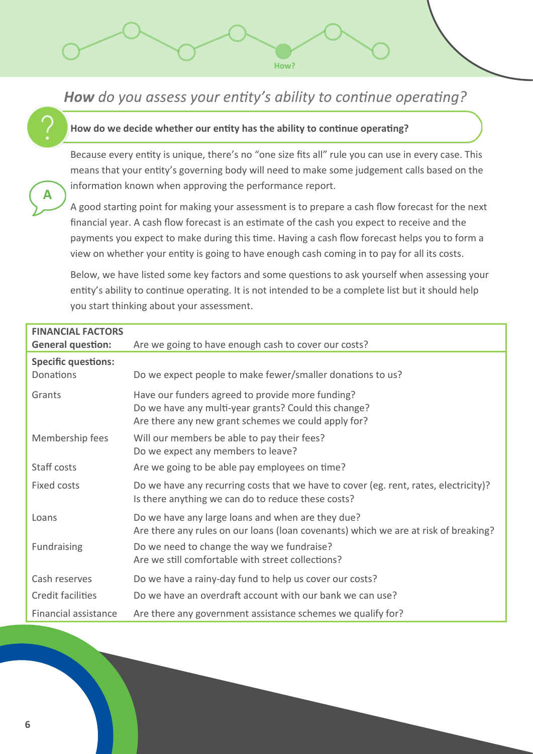## ***How*** *do you assess your entity's ability to continue operating?*

**How do we decide whether our entity has the ability to continue operating?**

Because every entity is unique, there's no "one size fits all" rule you can use in every case. This means that your entity's governing body will need to make some judgement calls based on the information known when approving the performance report.

A good starting point for making your assessment is to prepare a cash flow forecast for the next financial year. A cash flow forecast is an estimate of the cash you expect to receive and the payments you expect to make during this time. Having a cash flow forecast helps you to form a view on whether your entity is going to have enough cash coming in to pay for all its costs.

Below, we have listed some key factors and some questions to ask yourself when assessing your entity's ability to continue operating. It is not intended to be a complete list but it should help you start thinking about your assessment.

| **FINANCIAL FACTORS**<br>**General question:** | Are we going to have enough cash to cover our costs? |
|---|---|
| **Specific questions:**<br>Donations | Do we expect people to make fewer/smaller donations to us? |
| Grants | Have our funders agreed to provide more funding?<br>Do we have any multi-year grants? Could this change?<br>Are there any new grant schemes we could apply for? |
| Membership fees | Will our members be able to pay their fees?<br>Do we expect any members to leave? |
| Staff costs | Are we going to be able pay employees on time? |
| Fixed costs | Do we have any recurring costs that we have to cover (eg. rent, rates, electricity)?<br>Is there anything we can do to reduce these costs? |
| Loans | Do we have any large loans and when are they due?<br>Are there any rules on our loans (loan covenants) which we are at risk of breaking? |
| Fundraising | Do we need to change the way we fundraise?<br>Are we still comfortable with street collections? |
| Cash reserves | Do we have a rainy-day fund to help us cover our costs? |
| Credit facilities | Do we have an overdraft account with our bank we can use? |
| Financial assistance | Are there any government assistance schemes we qualify for? |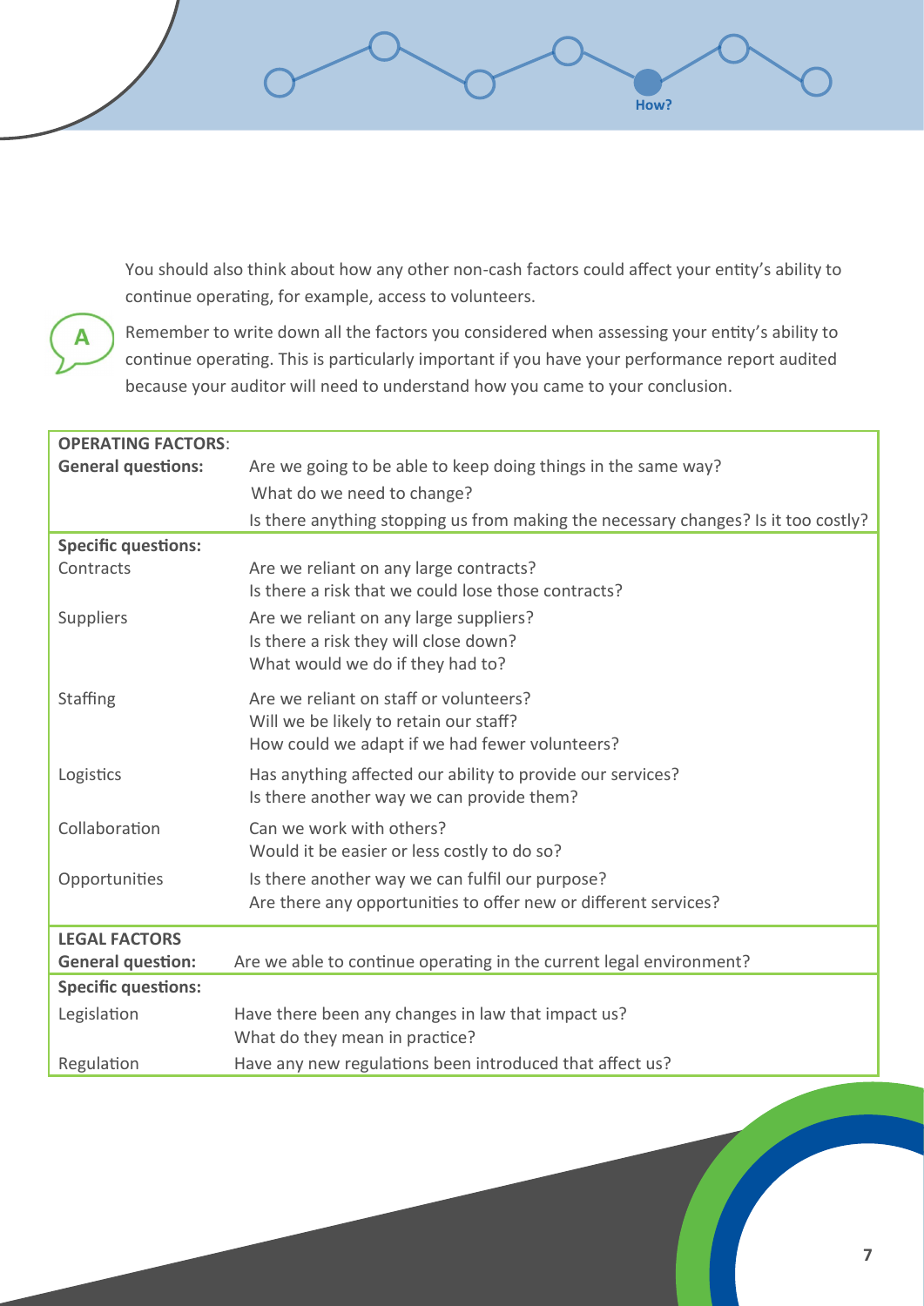You should also think about how any other non-cash factors could affect your entity's ability to continue operating, for example, access to volunteers.

Remember to write down all the factors you considered when assessing your entity's ability to continue operating. This is particularly important if you have your performance report audited because your auditor will need to understand how you came to your conclusion.

| **OPERATING FACTORS**: | |
|---|---|
| **General questions:** | Are we going to be able to keep doing things in the same way?<br>What do we need to change?<br>Is there anything stopping us from making the necessary changes? Is it too costly? |
| **Specific questions:** | |
| Contracts | Are we reliant on any large contracts?<br>Is there a risk that we could lose those contracts? |
| Suppliers | Are we reliant on any large suppliers?<br>Is there a risk they will close down?<br>What would we do if they had to? |
| Staffing | Are we reliant on staff or volunteers?<br>Will we be likely to retain our staff?<br>How could we adapt if we had fewer volunteers? |
| Logistics | Has anything affected our ability to provide our services?<br>Is there another way we can provide them? |
| Collaboration | Can we work with others?<br>Would it be easier or less costly to do so? |
| Opportunities | Is there another way we can fulfil our purpose?<br>Are there any opportunities to offer new or different services? |

| **LEGAL FACTORS** | |
|---|---|
| **General question:** | Are we able to continue operating in the current legal environment? |
| **Specific questions:** | |
| Legislation | Have there been any changes in law that impact us?<br>What do they mean in practice? |
| Regulation | Have any new regulations been introduced that affect us? |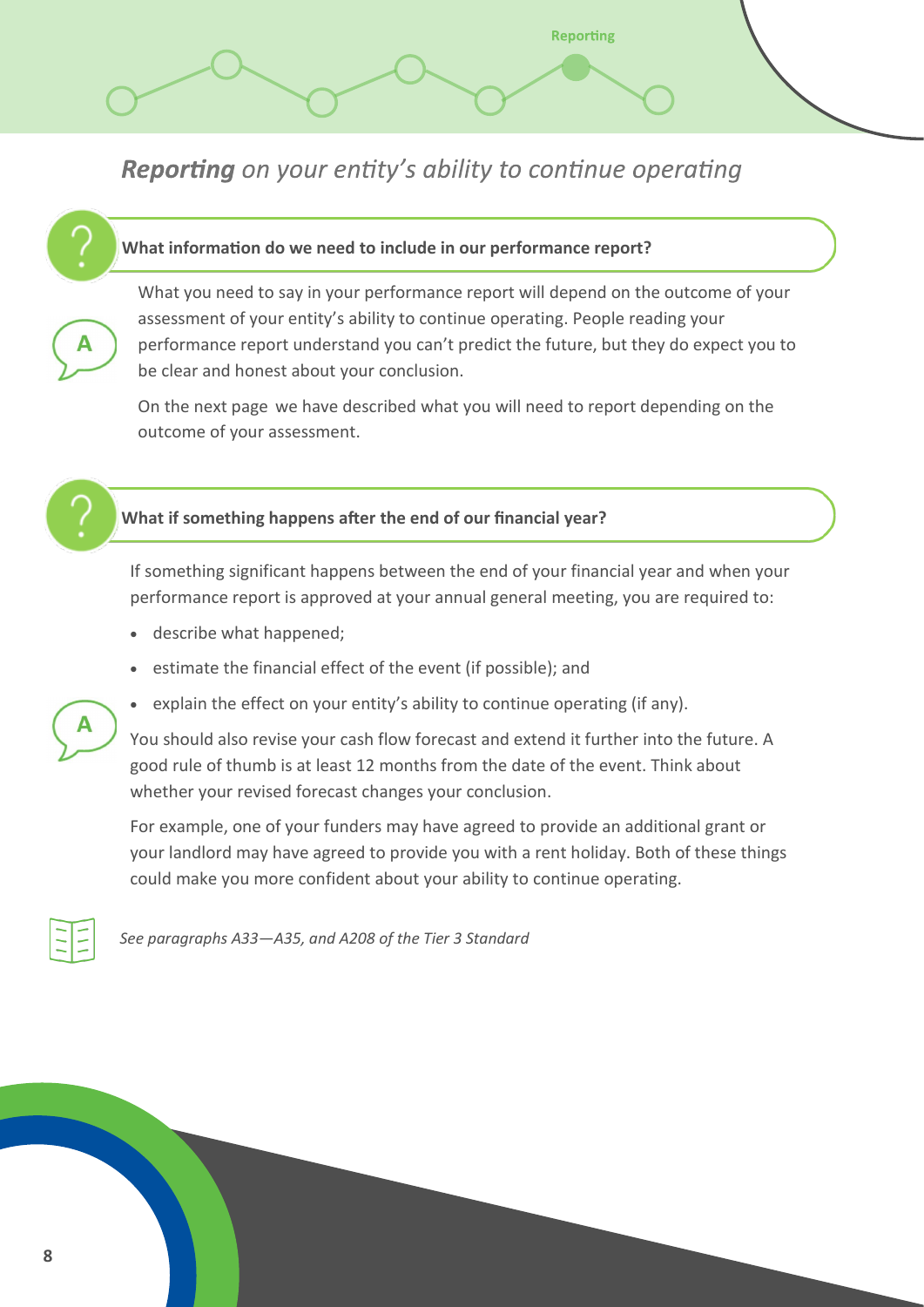## ***Reporting*** *on your entity's ability to continue operating*

**What information do we need to include in our performance report?**

What you need to say in your performance report will depend on the outcome of your assessment of your entity's ability to continue operating. People reading your performance report understand you can't predict the future, but they do expect you to be clear and honest about your conclusion.

On the next page we have described what you will need to report depending on the outcome of your assessment.

**What if something happens after the end of our financial year?**

If something significant happens between the end of your financial year and when your performance report is approved at your annual general meeting, you are required to:

- describe what happened;
- estimate the financial effect of the event (if possible); and
- explain the effect on your entity's ability to continue operating (if any).

You should also revise your cash flow forecast and extend it further into the future. A good rule of thumb is at least 12 months from the date of the event. Think about whether your revised forecast changes your conclusion.

For example, one of your funders may have agreed to provide an additional grant or your landlord may have agreed to provide you with a rent holiday. Both of these things could make you more confident about your ability to continue operating.

*See paragraphs A33—A35, and A208 of the Tier 3 Standard*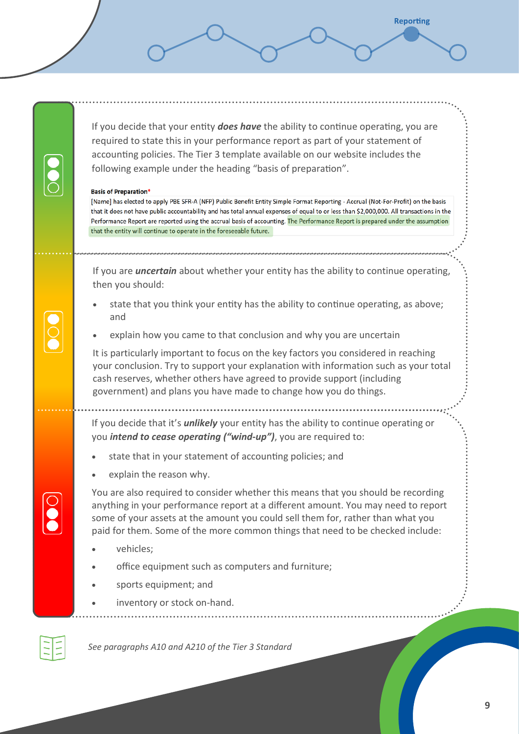If you decide that your entity ***does have*** the ability to continue operating, you are required to state this in your performance report as part of your statement of accounting policies. The Tier 3 template available on our website includes the following example under the heading "basis of preparation".

**Basis of Preparation***

[Name] has elected to apply PBE SFR-A (NFP) Public Benefit Entity Simple Format Reporting - Accrual (Not-For-Profit) on the basis that it does not have public accountability and has total annual expenses of equal to or less than $2,000,000. All transactions in the Performance Report are reported using the accrual basis of accounting. The Performance Report is prepared under the assumption that the entity will continue to operate in the foreseeable future.

If you are ***uncertain*** about whether your entity has the ability to continue operating, then you should:

- state that you think your entity has the ability to continue operating, as above; and
- explain how you came to that conclusion and why you are uncertain

It is particularly important to focus on the key factors you considered in reaching your conclusion. Try to support your explanation with information such as your total cash reserves, whether others have agreed to provide support (including government) and plans you have made to change how you do things.

If you decide that it's ***unlikely*** your entity has the ability to continue operating or you ***intend to cease operating ("wind-up")***, you are required to:

- state that in your statement of accounting policies; and
- explain the reason why.

You are also required to consider whether this means that you should be recording anything in your performance report at a different amount. You may need to report some of your assets at the amount you could sell them for, rather than what you paid for them. Some of the more common things that need to be checked include:

- vehicles;
- office equipment such as computers and furniture;
- sports equipment; and
- inventory or stock on-hand.

*See paragraphs A10 and A210 of the Tier 3 Standard*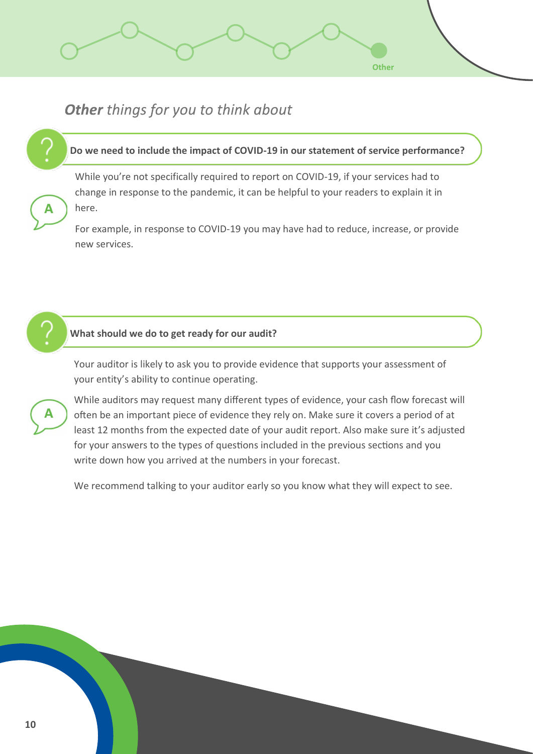# ***Other*** *things for you to think about*

**Do we need to include the impact of COVID-19 in our statement of service performance?**

While you're not specifically required to report on COVID-19, if your services had to change in response to the pandemic, it can be helpful to your readers to explain it in here.

For example, in response to COVID-19 you may have had to reduce, increase, or provide new services.

**What should we do to get ready for our audit?**

Your auditor is likely to ask you to provide evidence that supports your assessment of your entity's ability to continue operating.

While auditors may request many different types of evidence, your cash flow forecast will often be an important piece of evidence they rely on. Make sure it covers a period of at least 12 months from the expected date of your audit report. Also make sure it's adjusted for your answers to the types of questions included in the previous sections and you write down how you arrived at the numbers in your forecast.

We recommend talking to your auditor early so you know what they will expect to see.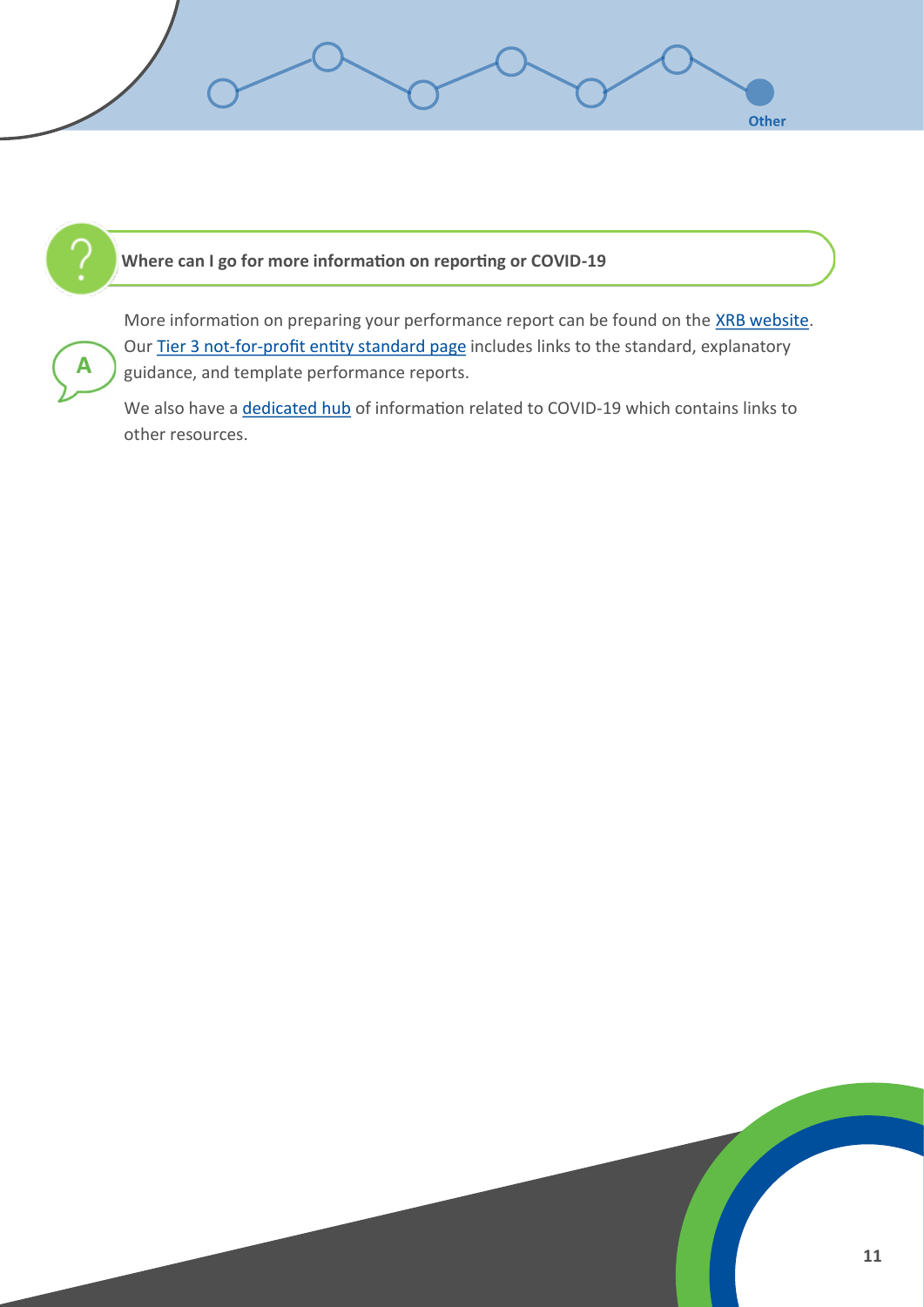**Where can I go for more information on reporting or COVID-19**

More information on preparing your performance report can be found on the XRB website. Our Tier 3 not-for-profit entity standard page includes links to the standard, explanatory guidance, and template performance reports.

We also have a dedicated hub of information related to COVID-19 which contains links to other resources.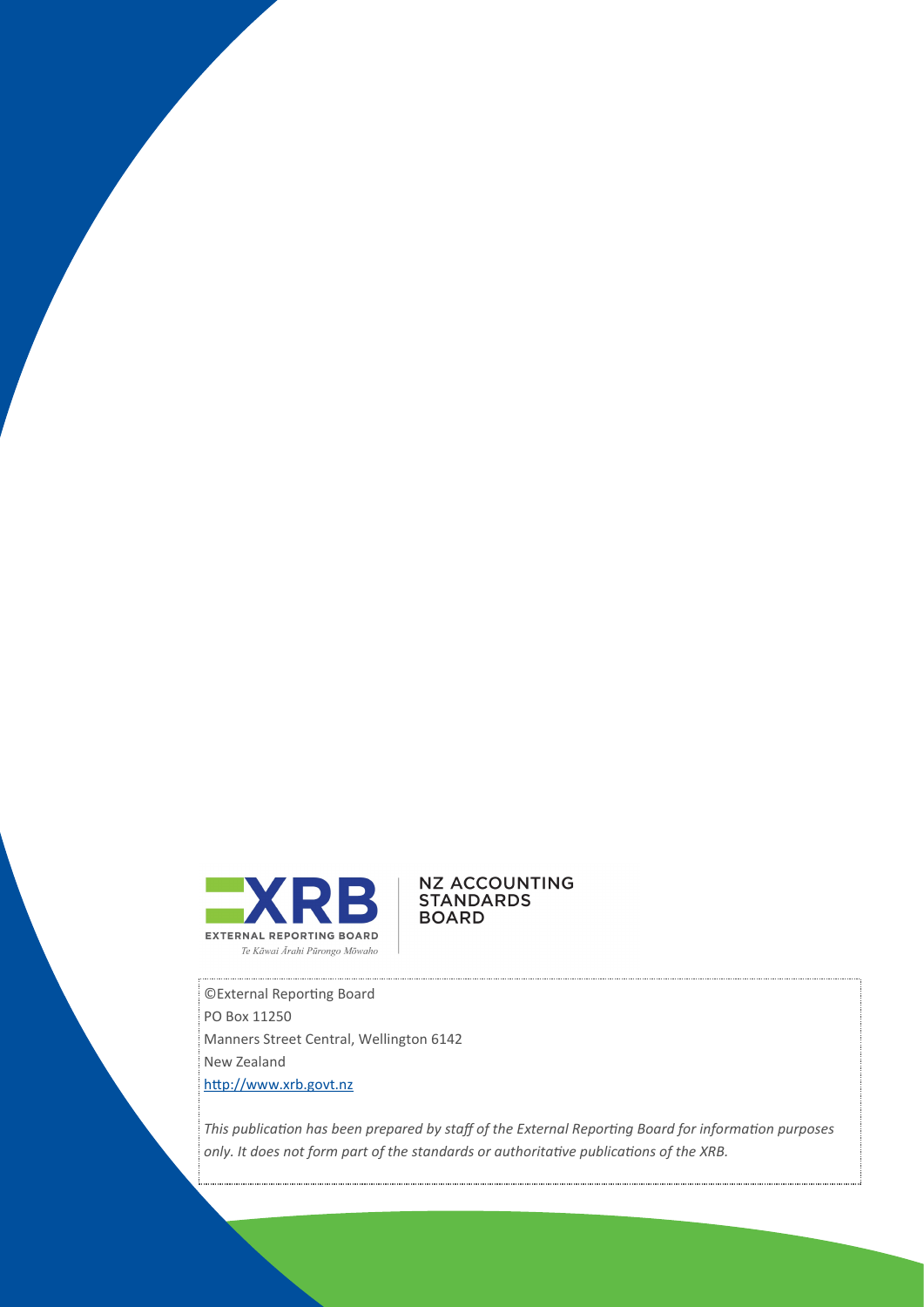XRB

EXTERNAL REPORTING BOARD

Te Kāwai Ārahi Pūrongo Mōwaho

NZ ACCOUNTING STANDARDS BOARD

©External Reporting Board

PO Box 11250

Manners Street Central, Wellington 6142

New Zealand

http://www.xrb.govt.nz

*This publication has been prepared by staff of the External Reporting Board for information purposes only. It does not form part of the standards or authoritative publications of the XRB.*